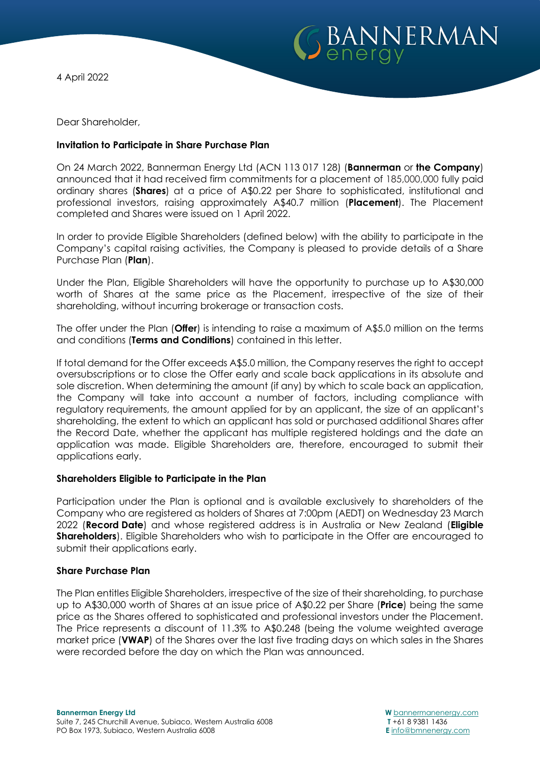4 April 2022

Dear Shareholder,

**Invitation to Participate in Share Purchase Plan**

On 24 March 2022, Bannerman Energy Ltd (ACN 113 017 128) (**Bannerman** or **the Company**) announced that it had received firm commitments for a placement of 185,000,000 fully paid ordinary shares (**Shares**) at a price of A$0.22 per Share to sophisticated, institutional and professional investors, raising approximately A$40.7 million (**Placement**). The Placement completed and Shares were issued on 1 April 2022.

In order to provide Eligible Shareholders (defined below) with the ability to participate in the Company's capital raising activities, the Company is pleased to provide details of a Share Purchase Plan (**Plan**).

Under the Plan, Eligible Shareholders will have the opportunity to purchase up to A$30,000 worth of Shares at the same price as the Placement, irrespective of the size of their shareholding, without incurring brokerage or transaction costs.

The offer under the Plan (**Offer**) is intending to raise a maximum of A$5.0 million on the terms and conditions (**Terms and Conditions**) contained in this letter.

If total demand for the Offer exceeds A$5.0 million, the Company reserves the right to accept oversubscriptions or to close the Offer early and scale back applications in its absolute and sole discretion. When determining the amount (if any) by which to scale back an application, the Company will take into account a number of factors, including compliance with regulatory requirements, the amount applied for by an applicant, the size of an applicant's shareholding, the extent to which an applicant has sold or purchased additional Shares after the Record Date, whether the applicant has multiple registered holdings and the date an application was made. Eligible Shareholders are, therefore, encouraged to submit their applications early.

**Shareholders Eligible to Participate in the Plan**

Participation under the Plan is optional and is available exclusively to shareholders of the Company who are registered as holders of Shares at 7:00pm (AEDT) on Wednesday 23 March 2022 (**Record Date**) and whose registered address is in Australia or New Zealand (**Eligible Shareholders**). Eligible Shareholders who wish to participate in the Offer are encouraged to submit their applications early.

**Share Purchase Plan**

The Plan entitles Eligible Shareholders, irrespective of the size of their shareholding, to purchase up to A$30,000 worth of Shares at an issue price of A$0.22 per Share (**Price**) being the same price as the Shares offered to sophisticated and professional investors under the Placement. The Price represents a discount of 11.3% to A$0.248 (being the volume weighted average market price (**VWAP**) of the Shares over the last five trading days on which sales in the Shares were recorded before the day on which the Plan was announced.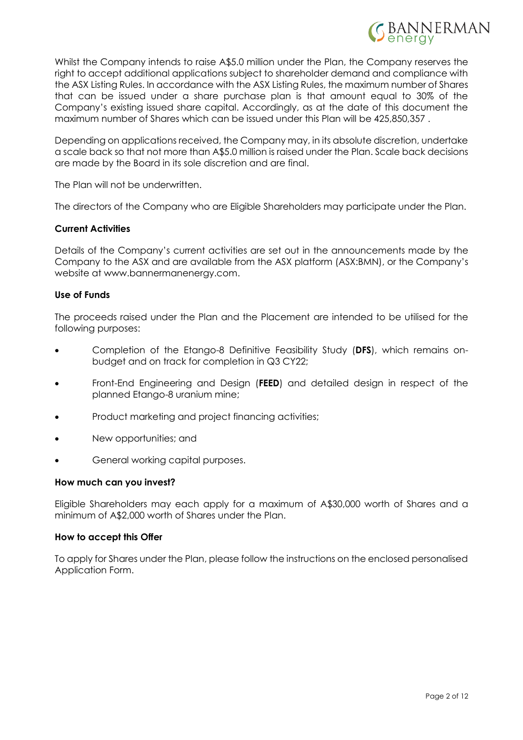Whilst the Company intends to raise A$5.0 million under the Plan, the Company reserves the right to accept additional applications subject to shareholder demand and compliance with the ASX Listing Rules. In accordance with the ASX Listing Rules, the maximum number of Shares that can be issued under a share purchase plan is that amount equal to 30% of the Company's existing issued share capital. Accordingly, as at the date of this document the maximum number of Shares which can be issued under this Plan will be 425,850,357 .

Depending on applications received, the Company may, in its absolute discretion, undertake a scale back so that not more than A$5.0 million is raised under the Plan. Scale back decisions are made by the Board in its sole discretion and are final.

The Plan will not be underwritten.

The directors of the Company who are Eligible Shareholders may participate under the Plan.

**Current Activities**

Details of the Company's current activities are set out in the announcements made by the Company to the ASX and are available from the ASX platform (ASX:BMN), or the Company's website at www.bannermanenergy.com.

**Use of Funds**

The proceeds raised under the Plan and the Placement are intended to be utilised for the following purposes:

- Completion of the Etango-8 Definitive Feasibility Study (**DFS**), which remains on-budget and on track for completion in Q3 CY22;
- Front-End Engineering and Design (**FEED**) and detailed design in respect of the planned Etango-8 uranium mine;
- Product marketing and project financing activities;
- New opportunities; and
- General working capital purposes.

**How much can you invest?**

Eligible Shareholders may each apply for a maximum of A$30,000 worth of Shares and a minimum of A$2,000 worth of Shares under the Plan.

**How to accept this Offer**

To apply for Shares under the Plan, please follow the instructions on the enclosed personalised Application Form.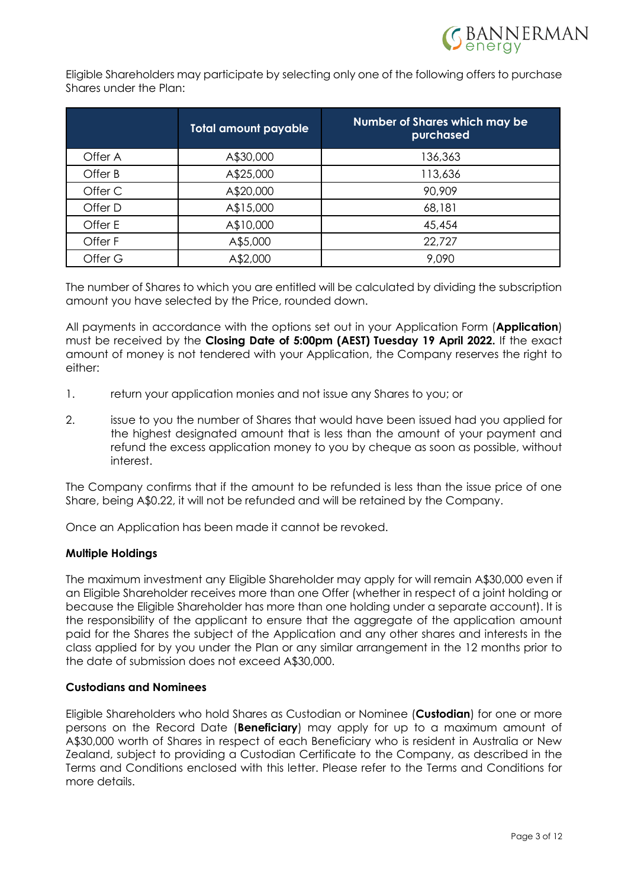Eligible Shareholders may participate by selecting only one of the following offers to purchase Shares under the Plan:

| | Total amount payable | Number of Shares which may be purchased |
|---|---|---|
| Offer A | A$30,000 | 136,363 |
| Offer B | A$25,000 | 113,636 |
| Offer C | A$20,000 | 90,909 |
| Offer D | A$15,000 | 68,181 |
| Offer E | A$10,000 | 45,454 |
| Offer F | A$5,000 | 22,727 |
| Offer G | A$2,000 | 9,090 |

The number of Shares to which you are entitled will be calculated by dividing the subscription amount you have selected by the Price, rounded down.

All payments in accordance with the options set out in your Application Form (**Application**) must be received by the **Closing Date of 5:00pm (AEST) Tuesday 19 April 2022.** If the exact amount of money is not tendered with your Application, the Company reserves the right to either:

1. return your application monies and not issue any Shares to you; or
2. issue to you the number of Shares that would have been issued had you applied for the highest designated amount that is less than the amount of your payment and refund the excess application money to you by cheque as soon as possible, without interest.

The Company confirms that if the amount to be refunded is less than the issue price of one Share, being A$0.22, it will not be refunded and will be retained by the Company.

Once an Application has been made it cannot be revoked.

**Multiple Holdings**

The maximum investment any Eligible Shareholder may apply for will remain A$30,000 even if an Eligible Shareholder receives more than one Offer (whether in respect of a joint holding or because the Eligible Shareholder has more than one holding under a separate account). It is the responsibility of the applicant to ensure that the aggregate of the application amount paid for the Shares the subject of the Application and any other shares and interests in the class applied for by you under the Plan or any similar arrangement in the 12 months prior to the date of submission does not exceed A$30,000.

**Custodians and Nominees**

Eligible Shareholders who hold Shares as Custodian or Nominee (**Custodian**) for one or more persons on the Record Date (**Beneficiary**) may apply for up to a maximum amount of A$30,000 worth of Shares in respect of each Beneficiary who is resident in Australia or New Zealand, subject to providing a Custodian Certificate to the Company, as described in the Terms and Conditions enclosed with this letter. Please refer to the Terms and Conditions for more details.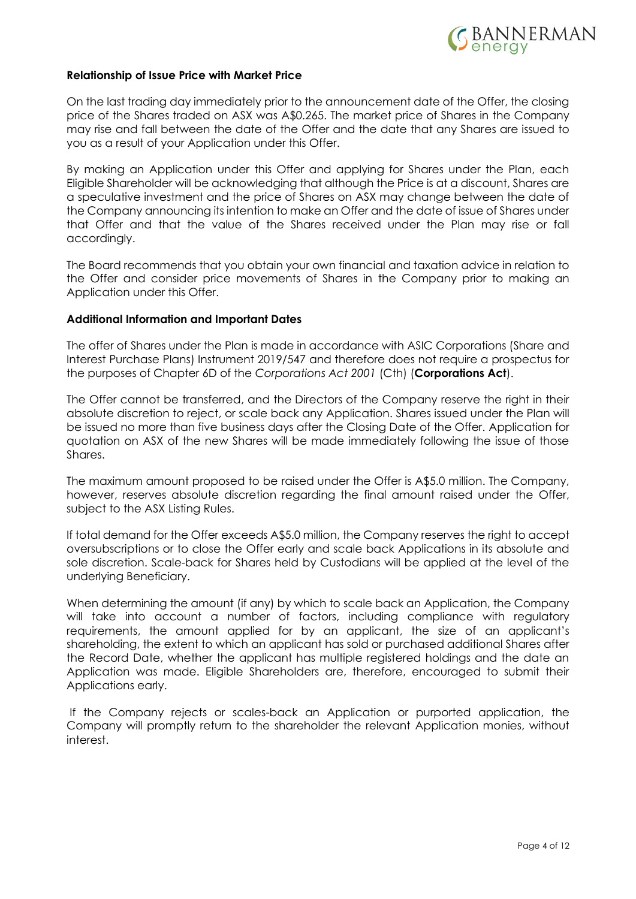**Relationship of Issue Price with Market Price**

On the last trading day immediately prior to the announcement date of the Offer, the closing price of the Shares traded on ASX was A$0.265. The market price of Shares in the Company may rise and fall between the date of the Offer and the date that any Shares are issued to you as a result of your Application under this Offer.

By making an Application under this Offer and applying for Shares under the Plan, each Eligible Shareholder will be acknowledging that although the Price is at a discount, Shares are a speculative investment and the price of Shares on ASX may change between the date of the Company announcing its intention to make an Offer and the date of issue of Shares under that Offer and that the value of the Shares received under the Plan may rise or fall accordingly.

The Board recommends that you obtain your own financial and taxation advice in relation to the Offer and consider price movements of Shares in the Company prior to making an Application under this Offer.

**Additional Information and Important Dates**

The offer of Shares under the Plan is made in accordance with ASIC Corporations (Share and Interest Purchase Plans) Instrument 2019/547 and therefore does not require a prospectus for the purposes of Chapter 6D of the *Corporations Act 2001* (Cth) (**Corporations Act**).

The Offer cannot be transferred, and the Directors of the Company reserve the right in their absolute discretion to reject, or scale back any Application. Shares issued under the Plan will be issued no more than five business days after the Closing Date of the Offer. Application for quotation on ASX of the new Shares will be made immediately following the issue of those Shares.

The maximum amount proposed to be raised under the Offer is A$5.0 million. The Company, however, reserves absolute discretion regarding the final amount raised under the Offer, subject to the ASX Listing Rules.

If total demand for the Offer exceeds A$5.0 million, the Company reserves the right to accept oversubscriptions or to close the Offer early and scale back Applications in its absolute and sole discretion. Scale-back for Shares held by Custodians will be applied at the level of the underlying Beneficiary.

When determining the amount (if any) by which to scale back an Application, the Company will take into account a number of factors, including compliance with regulatory requirements, the amount applied for by an applicant, the size of an applicant's shareholding, the extent to which an applicant has sold or purchased additional Shares after the Record Date, whether the applicant has multiple registered holdings and the date an Application was made. Eligible Shareholders are, therefore, encouraged to submit their Applications early.

If the Company rejects or scales-back an Application or purported application, the Company will promptly return to the shareholder the relevant Application monies, without interest.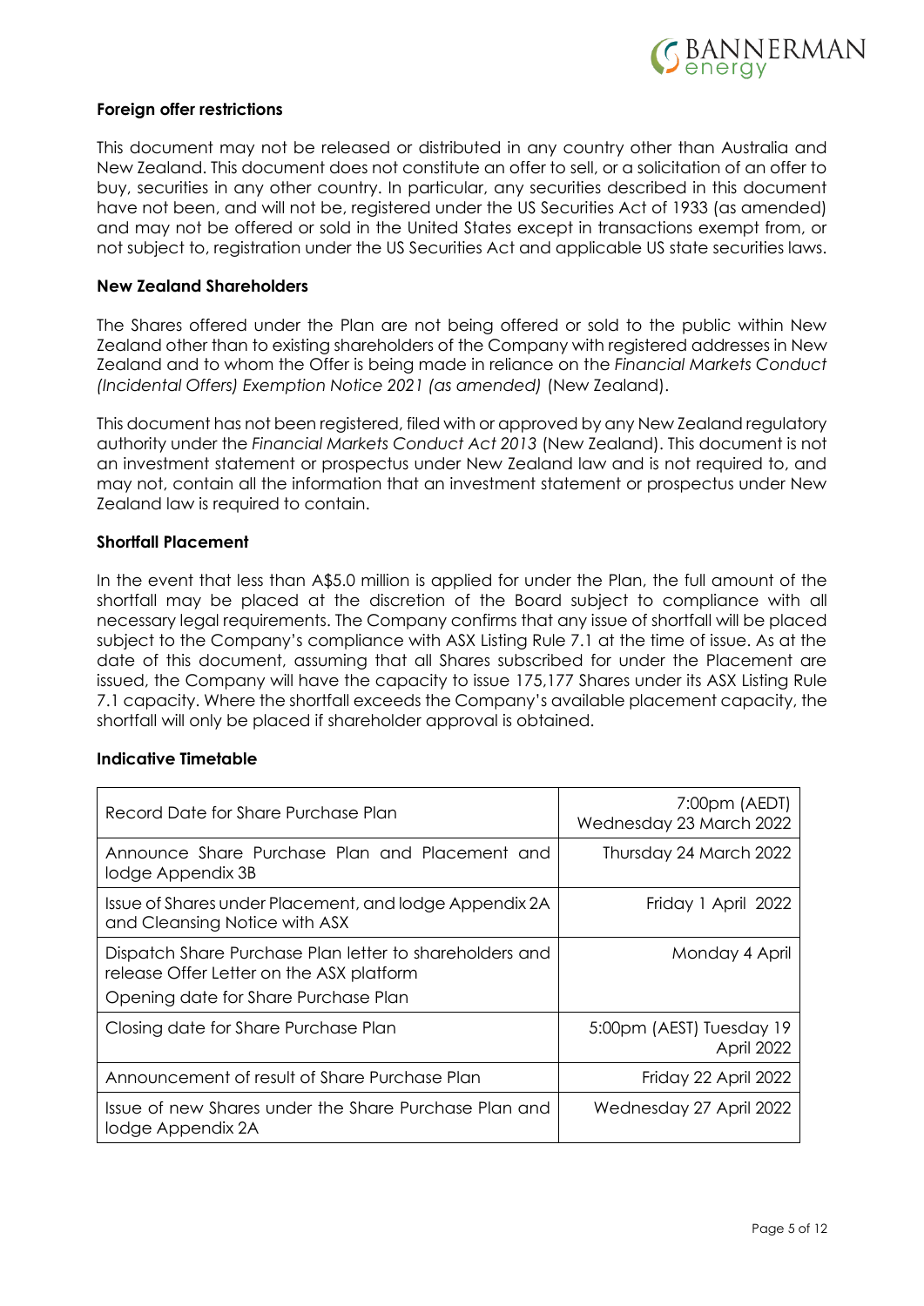**Foreign offer restrictions**

This document may not be released or distributed in any country other than Australia and New Zealand. This document does not constitute an offer to sell, or a solicitation of an offer to buy, securities in any other country. In particular, any securities described in this document have not been, and will not be, registered under the US Securities Act of 1933 (as amended) and may not be offered or sold in the United States except in transactions exempt from, or not subject to, registration under the US Securities Act and applicable US state securities laws.

**New Zealand Shareholders**

The Shares offered under the Plan are not being offered or sold to the public within New Zealand other than to existing shareholders of the Company with registered addresses in New Zealand and to whom the Offer is being made in reliance on the *Financial Markets Conduct (Incidental Offers) Exemption Notice 2021 (as amended)* (New Zealand).

This document has not been registered, filed with or approved by any New Zealand regulatory authority under the *Financial Markets Conduct Act 2013* (New Zealand). This document is not an investment statement or prospectus under New Zealand law and is not required to, and may not, contain all the information that an investment statement or prospectus under New Zealand law is required to contain.

**Shortfall Placement**

In the event that less than A$5.0 million is applied for under the Plan, the full amount of the shortfall may be placed at the discretion of the Board subject to compliance with all necessary legal requirements. The Company confirms that any issue of shortfall will be placed subject to the Company's compliance with ASX Listing Rule 7.1 at the time of issue. As at the date of this document, assuming that all Shares subscribed for under the Placement are issued, the Company will have the capacity to issue 175,177 Shares under its ASX Listing Rule 7.1 capacity. Where the shortfall exceeds the Company's available placement capacity, the shortfall will only be placed if shareholder approval is obtained.

**Indicative Timetable**

| | |
|---|---|
| Record Date for Share Purchase Plan | 7:00pm (AEDT) Wednesday 23 March 2022 |
| Announce Share Purchase Plan and Placement and lodge Appendix 3B | Thursday 24 March 2022 |
| Issue of Shares under Placement, and lodge Appendix 2A and Cleansing Notice with ASX | Friday 1 April 2022 |
| Dispatch Share Purchase Plan letter to shareholders and release Offer Letter on the ASX platform<br>Opening date for Share Purchase Plan | Monday 4 April |
| Closing date for Share Purchase Plan | 5:00pm (AEST) Tuesday 19 April 2022 |
| Announcement of result of Share Purchase Plan | Friday 22 April 2022 |
| Issue of new Shares under the Share Purchase Plan and lodge Appendix 2A | Wednesday 27 April 2022 |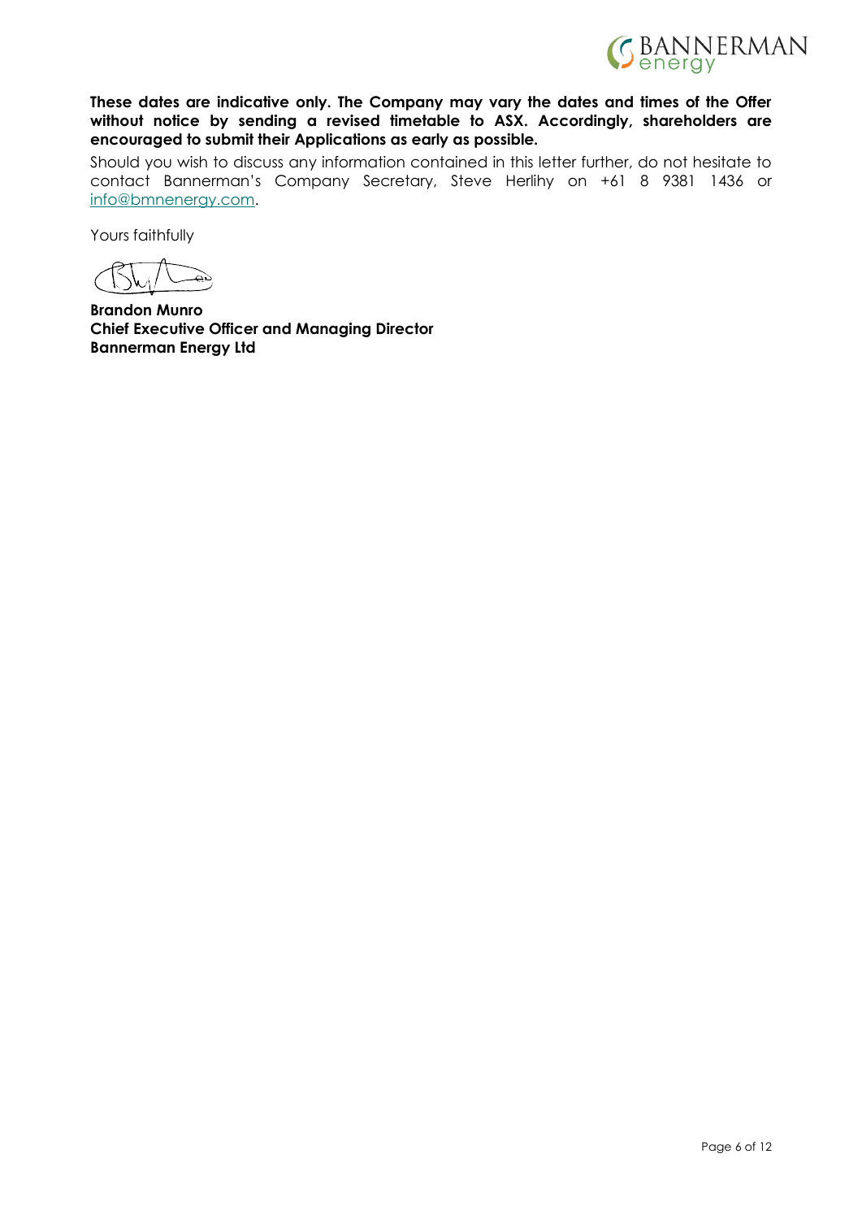**These dates are indicative only. The Company may vary the dates and times of the Offer without notice by sending a revised timetable to ASX. Accordingly, shareholders are encouraged to submit their Applications as early as possible.**

Should you wish to discuss any information contained in this letter further, do not hesitate to contact Bannerman's Company Secretary, Steve Herlihy on +61 8 9381 1436 or info@bmnenergy.com.

Yours faithfully

**Brandon Munro**
**Chief Executive Officer and Managing Director**
**Bannerman Energy Ltd**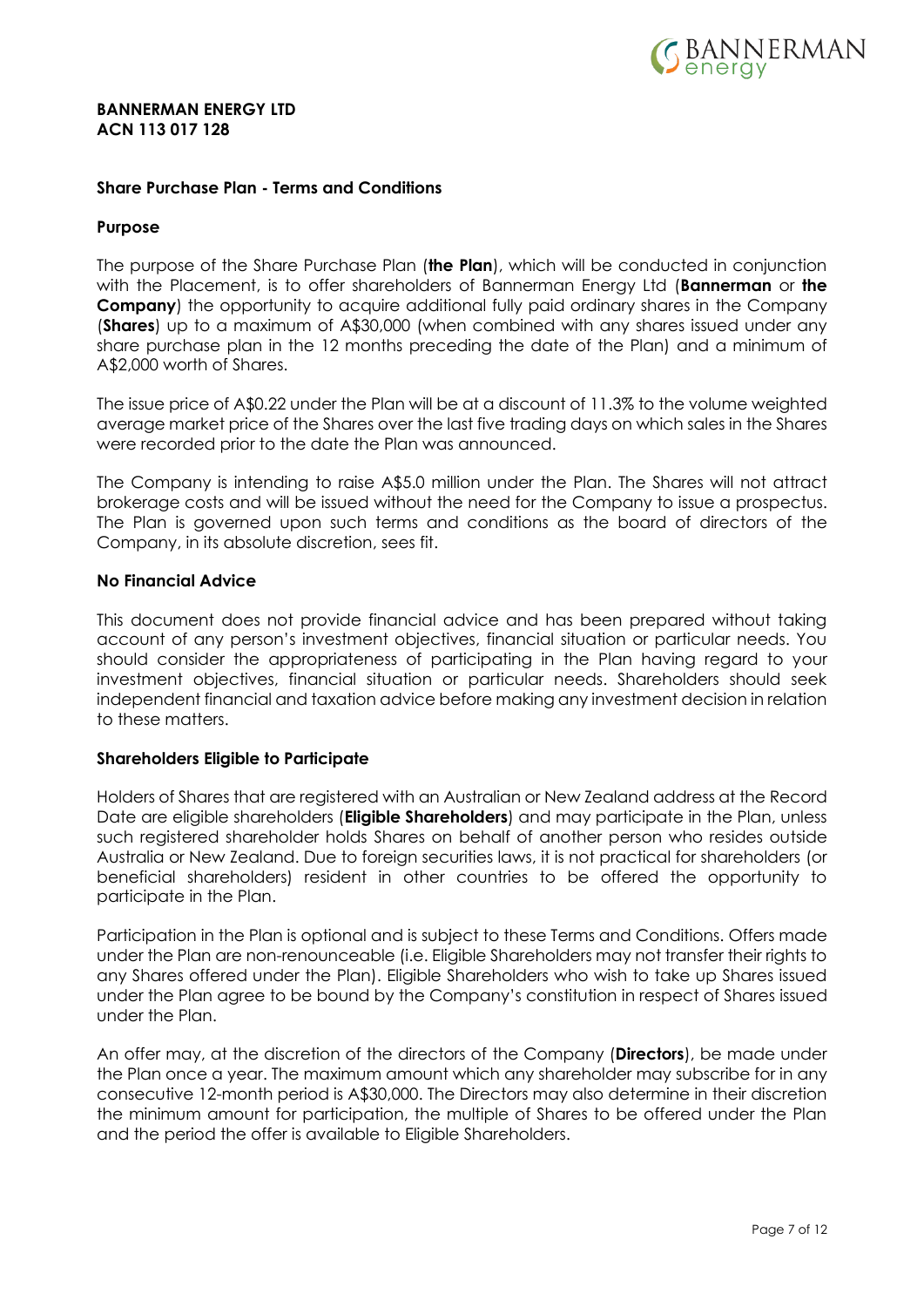**BANNERMAN ENERGY LTD**
**ACN 113 017 128**

## Share Purchase Plan - Terms and Conditions

### Purpose

The purpose of the Share Purchase Plan (**the Plan**), which will be conducted in conjunction with the Placement, is to offer shareholders of Bannerman Energy Ltd (**Bannerman** or **the Company**) the opportunity to acquire additional fully paid ordinary shares in the Company (**Shares**) up to a maximum of A$30,000 (when combined with any shares issued under any share purchase plan in the 12 months preceding the date of the Plan) and a minimum of A$2,000 worth of Shares.

The issue price of A$0.22 under the Plan will be at a discount of 11.3% to the volume weighted average market price of the Shares over the last five trading days on which sales in the Shares were recorded prior to the date the Plan was announced.

The Company is intending to raise A$5.0 million under the Plan. The Shares will not attract brokerage costs and will be issued without the need for the Company to issue a prospectus. The Plan is governed upon such terms and conditions as the board of directors of the Company, in its absolute discretion, sees fit.

### No Financial Advice

This document does not provide financial advice and has been prepared without taking account of any person's investment objectives, financial situation or particular needs. You should consider the appropriateness of participating in the Plan having regard to your investment objectives, financial situation or particular needs. Shareholders should seek independent financial and taxation advice before making any investment decision in relation to these matters.

### Shareholders Eligible to Participate

Holders of Shares that are registered with an Australian or New Zealand address at the Record Date are eligible shareholders (**Eligible Shareholders**) and may participate in the Plan, unless such registered shareholder holds Shares on behalf of another person who resides outside Australia or New Zealand. Due to foreign securities laws, it is not practical for shareholders (or beneficial shareholders) resident in other countries to be offered the opportunity to participate in the Plan.

Participation in the Plan is optional and is subject to these Terms and Conditions. Offers made under the Plan are non-renounceable (i.e. Eligible Shareholders may not transfer their rights to any Shares offered under the Plan). Eligible Shareholders who wish to take up Shares issued under the Plan agree to be bound by the Company's constitution in respect of Shares issued under the Plan.

An offer may, at the discretion of the directors of the Company (**Directors**), be made under the Plan once a year. The maximum amount which any shareholder may subscribe for in any consecutive 12-month period is A$30,000. The Directors may also determine in their discretion the minimum amount for participation, the multiple of Shares to be offered under the Plan and the period the offer is available to Eligible Shareholders.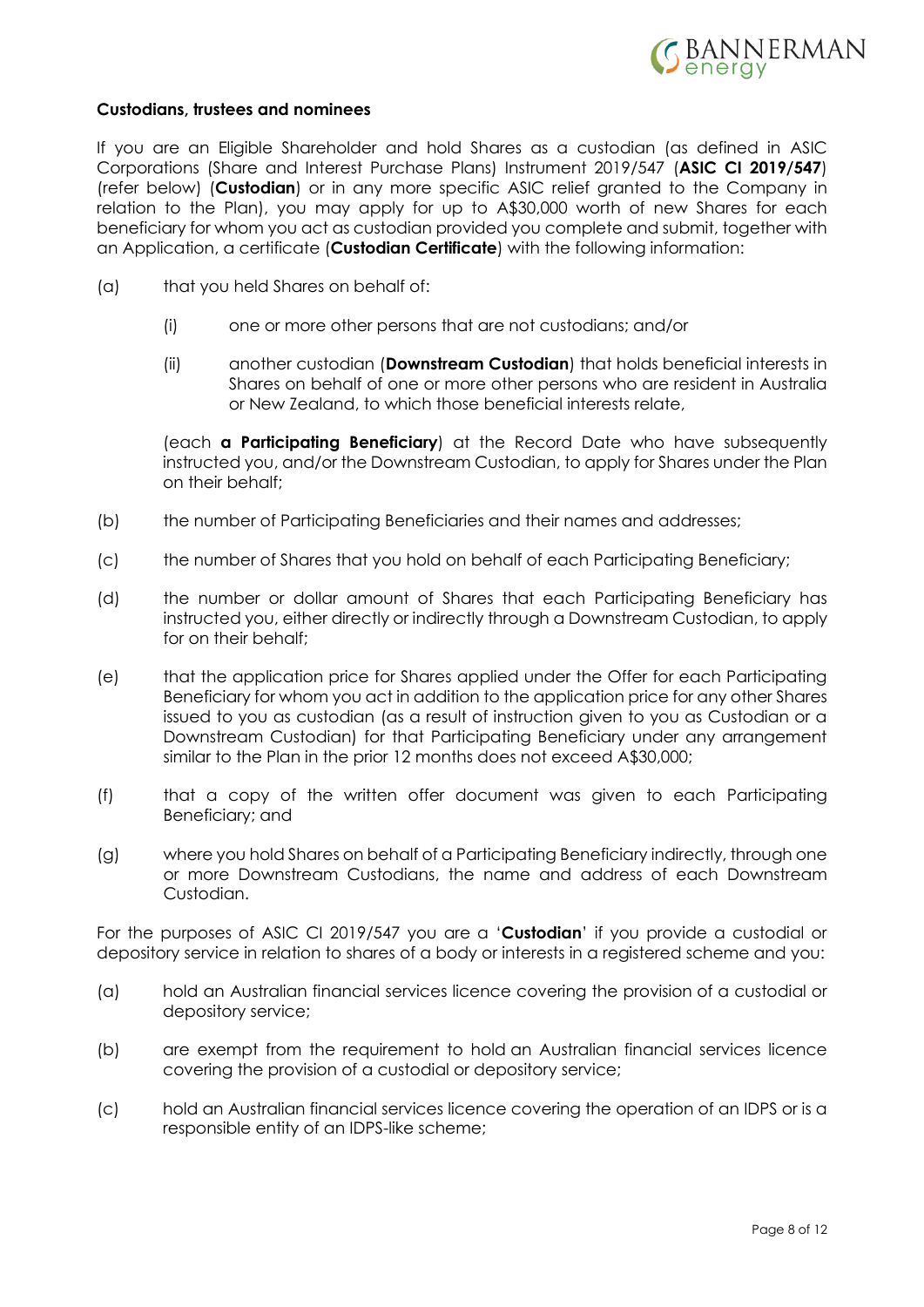**Custodians, trustees and nominees**

If you are an Eligible Shareholder and hold Shares as a custodian (as defined in ASIC Corporations (Share and Interest Purchase Plans) Instrument 2019/547 (**ASIC CI 2019/547**) (refer below) (**Custodian**) or in any more specific ASIC relief granted to the Company in relation to the Plan), you may apply for up to A$30,000 worth of new Shares for each beneficiary for whom you act as custodian provided you complete and submit, together with an Application, a certificate (**Custodian Certificate**) with the following information:

(a) that you held Shares on behalf of:

(i) one or more other persons that are not custodians; and/or

(ii) another custodian (**Downstream Custodian**) that holds beneficial interests in Shares on behalf of one or more other persons who are resident in Australia or New Zealand, to which those beneficial interests relate,

(each **a Participating Beneficiary**) at the Record Date who have subsequently instructed you, and/or the Downstream Custodian, to apply for Shares under the Plan on their behalf;

(b) the number of Participating Beneficiaries and their names and addresses;

(c) the number of Shares that you hold on behalf of each Participating Beneficiary;

(d) the number or dollar amount of Shares that each Participating Beneficiary has instructed you, either directly or indirectly through a Downstream Custodian, to apply for on their behalf;

(e) that the application price for Shares applied under the Offer for each Participating Beneficiary for whom you act in addition to the application price for any other Shares issued to you as custodian (as a result of instruction given to you as Custodian or a Downstream Custodian) for that Participating Beneficiary under any arrangement similar to the Plan in the prior 12 months does not exceed A$30,000;

(f) that a copy of the written offer document was given to each Participating Beneficiary; and

(g) where you hold Shares on behalf of a Participating Beneficiary indirectly, through one or more Downstream Custodians, the name and address of each Downstream Custodian.

For the purposes of ASIC CI 2019/547 you are a '**Custodian**' if you provide a custodial or depository service in relation to shares of a body or interests in a registered scheme and you:

(a) hold an Australian financial services licence covering the provision of a custodial or depository service;

(b) are exempt from the requirement to hold an Australian financial services licence covering the provision of a custodial or depository service;

(c) hold an Australian financial services licence covering the operation of an IDPS or is a responsible entity of an IDPS-like scheme;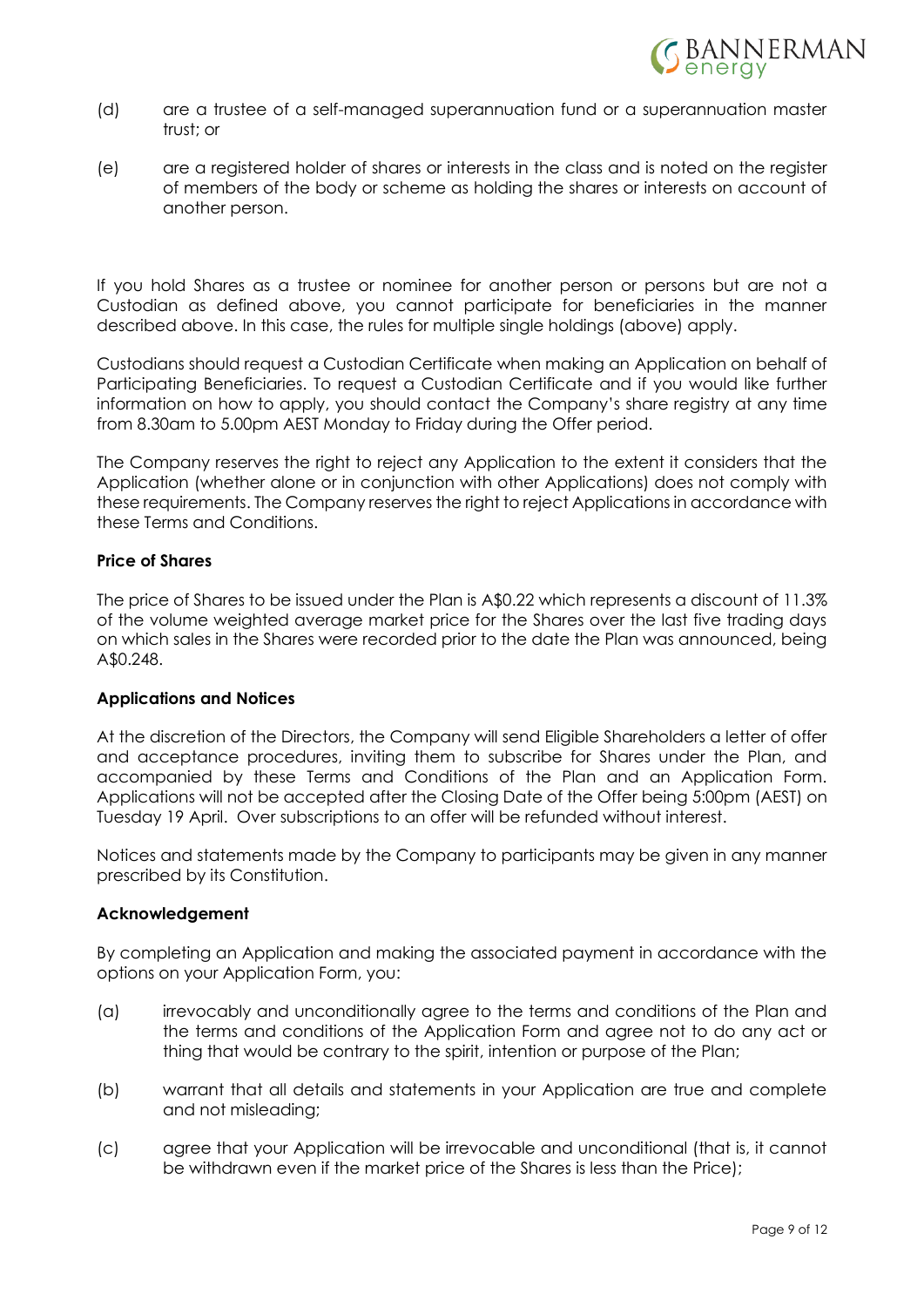(d) are a trustee of a self-managed superannuation fund or a superannuation master trust; or

(e) are a registered holder of shares or interests in the class and is noted on the register of members of the body or scheme as holding the shares or interests on account of another person.

If you hold Shares as a trustee or nominee for another person or persons but are not a Custodian as defined above, you cannot participate for beneficiaries in the manner described above. In this case, the rules for multiple single holdings (above) apply.

Custodians should request a Custodian Certificate when making an Application on behalf of Participating Beneficiaries. To request a Custodian Certificate and if you would like further information on how to apply, you should contact the Company's share registry at any time from 8.30am to 5.00pm AEST Monday to Friday during the Offer period.

The Company reserves the right to reject any Application to the extent it considers that the Application (whether alone or in conjunction with other Applications) does not comply with these requirements. The Company reserves the right to reject Applications in accordance with these Terms and Conditions.

**Price of Shares**

The price of Shares to be issued under the Plan is A$0.22 which represents a discount of 11.3% of the volume weighted average market price for the Shares over the last five trading days on which sales in the Shares were recorded prior to the date the Plan was announced, being A$0.248.

**Applications and Notices**

At the discretion of the Directors, the Company will send Eligible Shareholders a letter of offer and acceptance procedures, inviting them to subscribe for Shares under the Plan, and accompanied by these Terms and Conditions of the Plan and an Application Form. Applications will not be accepted after the Closing Date of the Offer being 5:00pm (AEST) on Tuesday 19 April. Over subscriptions to an offer will be refunded without interest.

Notices and statements made by the Company to participants may be given in any manner prescribed by its Constitution.

**Acknowledgement**

By completing an Application and making the associated payment in accordance with the options on your Application Form, you:

(a) irrevocably and unconditionally agree to the terms and conditions of the Plan and the terms and conditions of the Application Form and agree not to do any act or thing that would be contrary to the spirit, intention or purpose of the Plan;

(b) warrant that all details and statements in your Application are true and complete and not misleading;

(c) agree that your Application will be irrevocable and unconditional (that is, it cannot be withdrawn even if the market price of the Shares is less than the Price);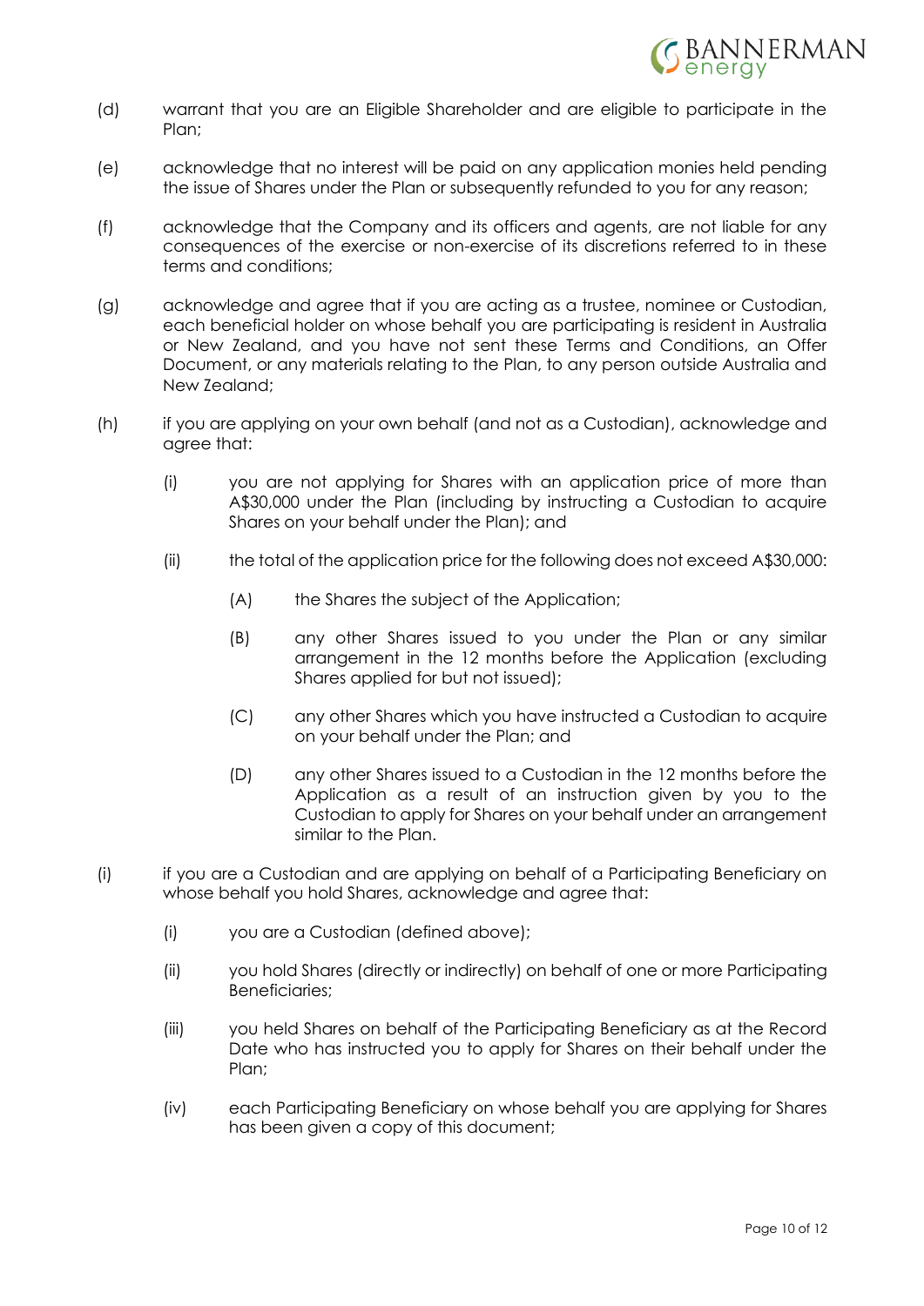(d) warrant that you are an Eligible Shareholder and are eligible to participate in the Plan;

(e) acknowledge that no interest will be paid on any application monies held pending the issue of Shares under the Plan or subsequently refunded to you for any reason;

(f) acknowledge that the Company and its officers and agents, are not liable for any consequences of the exercise or non-exercise of its discretions referred to in these terms and conditions;

(g) acknowledge and agree that if you are acting as a trustee, nominee or Custodian, each beneficial holder on whose behalf you are participating is resident in Australia or New Zealand, and you have not sent these Terms and Conditions, an Offer Document, or any materials relating to the Plan, to any person outside Australia and New Zealand;

(h) if you are applying on your own behalf (and not as a Custodian), acknowledge and agree that:

   (i) you are not applying for Shares with an application price of more than A$30,000 under the Plan (including by instructing a Custodian to acquire Shares on your behalf under the Plan); and

   (ii) the total of the application price for the following does not exceed A$30,000:

      (A) the Shares the subject of the Application;

      (B) any other Shares issued to you under the Plan or any similar arrangement in the 12 months before the Application (excluding Shares applied for but not issued);

      (C) any other Shares which you have instructed a Custodian to acquire on your behalf under the Plan; and

      (D) any other Shares issued to a Custodian in the 12 months before the Application as a result of an instruction given by you to the Custodian to apply for Shares on your behalf under an arrangement similar to the Plan.

(i) if you are a Custodian and are applying on behalf of a Participating Beneficiary on whose behalf you hold Shares, acknowledge and agree that:

   (i) you are a Custodian (defined above);

   (ii) you hold Shares (directly or indirectly) on behalf of one or more Participating Beneficiaries;

   (iii) you held Shares on behalf of the Participating Beneficiary as at the Record Date who has instructed you to apply for Shares on their behalf under the Plan;

   (iv) each Participating Beneficiary on whose behalf you are applying for Shares has been given a copy of this document;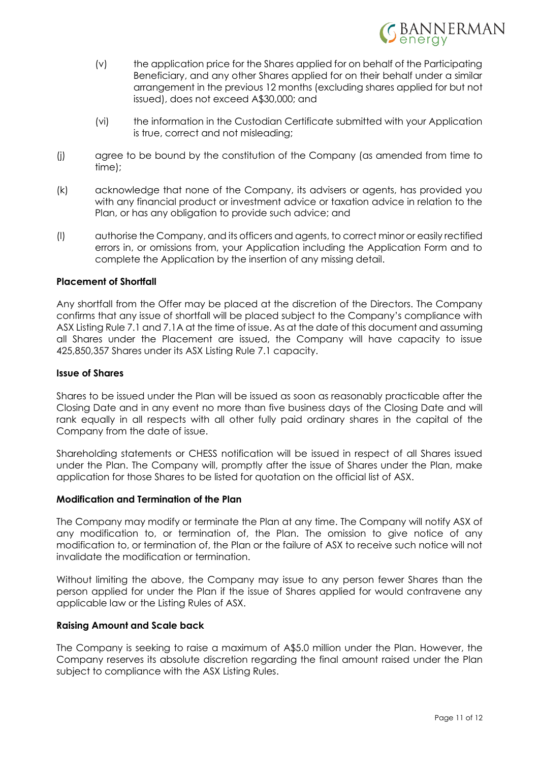(v) the application price for the Shares applied for on behalf of the Participating Beneficiary, and any other Shares applied for on their behalf under a similar arrangement in the previous 12 months (excluding shares applied for but not issued), does not exceed A$30,000; and

(vi) the information in the Custodian Certificate submitted with your Application is true, correct and not misleading;

(j) agree to be bound by the constitution of the Company (as amended from time to time);

(k) acknowledge that none of the Company, its advisers or agents, has provided you with any financial product or investment advice or taxation advice in relation to the Plan, or has any obligation to provide such advice; and

(l) authorise the Company, and its officers and agents, to correct minor or easily rectified errors in, or omissions from, your Application including the Application Form and to complete the Application by the insertion of any missing detail.

**Placement of Shortfall**

Any shortfall from the Offer may be placed at the discretion of the Directors. The Company confirms that any issue of shortfall will be placed subject to the Company's compliance with ASX Listing Rule 7.1 and 7.1A at the time of issue. As at the date of this document and assuming all Shares under the Placement are issued, the Company will have capacity to issue 425,850,357 Shares under its ASX Listing Rule 7.1 capacity.

**Issue of Shares**

Shares to be issued under the Plan will be issued as soon as reasonably practicable after the Closing Date and in any event no more than five business days of the Closing Date and will rank equally in all respects with all other fully paid ordinary shares in the capital of the Company from the date of issue.

Shareholding statements or CHESS notification will be issued in respect of all Shares issued under the Plan. The Company will, promptly after the issue of Shares under the Plan, make application for those Shares to be listed for quotation on the official list of ASX.

**Modification and Termination of the Plan**

The Company may modify or terminate the Plan at any time. The Company will notify ASX of any modification to, or termination of, the Plan. The omission to give notice of any modification to, or termination of, the Plan or the failure of ASX to receive such notice will not invalidate the modification or termination.

Without limiting the above, the Company may issue to any person fewer Shares than the person applied for under the Plan if the issue of Shares applied for would contravene any applicable law or the Listing Rules of ASX.

**Raising Amount and Scale back**

The Company is seeking to raise a maximum of A$5.0 million under the Plan. However, the Company reserves its absolute discretion regarding the final amount raised under the Plan subject to compliance with the ASX Listing Rules.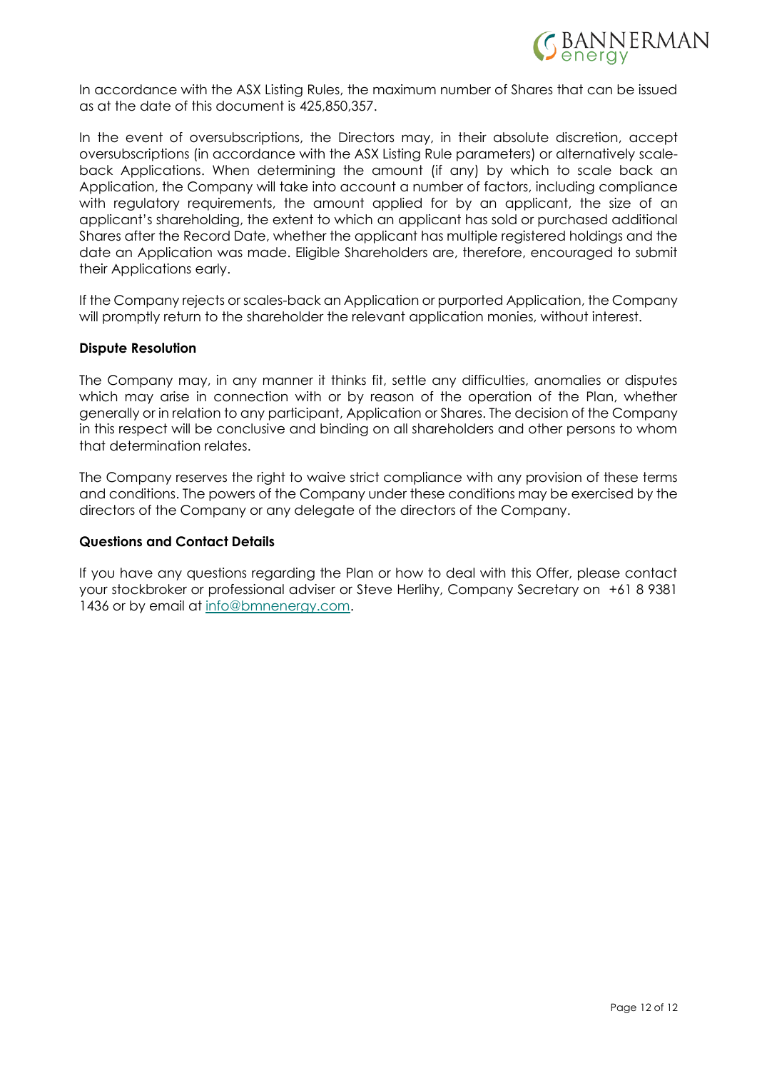In accordance with the ASX Listing Rules, the maximum number of Shares that can be issued as at the date of this document is 425,850,357.

In the event of oversubscriptions, the Directors may, in their absolute discretion, accept oversubscriptions (in accordance with the ASX Listing Rule parameters) or alternatively scale-back Applications. When determining the amount (if any) by which to scale back an Application, the Company will take into account a number of factors, including compliance with regulatory requirements, the amount applied for by an applicant, the size of an applicant's shareholding, the extent to which an applicant has sold or purchased additional Shares after the Record Date, whether the applicant has multiple registered holdings and the date an Application was made. Eligible Shareholders are, therefore, encouraged to submit their Applications early.

If the Company rejects or scales-back an Application or purported Application, the Company will promptly return to the shareholder the relevant application monies, without interest.

**Dispute Resolution**

The Company may, in any manner it thinks fit, settle any difficulties, anomalies or disputes which may arise in connection with or by reason of the operation of the Plan, whether generally or in relation to any participant, Application or Shares. The decision of the Company in this respect will be conclusive and binding on all shareholders and other persons to whom that determination relates.

The Company reserves the right to waive strict compliance with any provision of these terms and conditions. The powers of the Company under these conditions may be exercised by the directors of the Company or any delegate of the directors of the Company.

**Questions and Contact Details**

If you have any questions regarding the Plan or how to deal with this Offer, please contact your stockbroker or professional adviser or Steve Herlihy, Company Secretary on +61 8 9381 1436 or by email at info@bmnenergy.com.